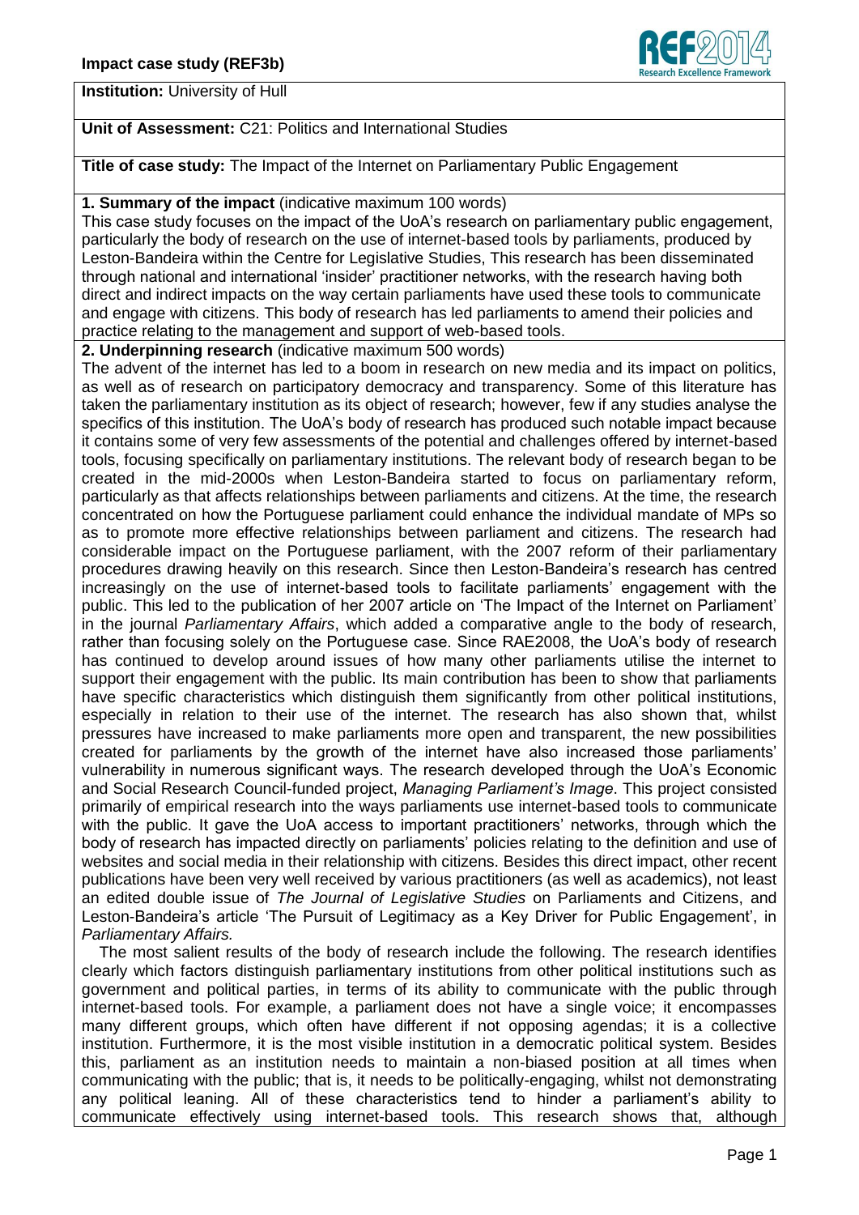**Impact case study (REF3b)**

**Institution:** University of Hull

**Unit of Assessment:** C21: Politics and International Studies

**Title of case study:** The Impact of the Internet on Parliamentary Public Engagement

**1. Summary of the impact** (indicative maximum 100 words)

This case study focuses on the impact of the UoA's research on parliamentary public engagement, particularly the body of research on the use of internet-based tools by parliaments, produced by Leston-Bandeira within the Centre for Legislative Studies, This research has been disseminated through national and international 'insider' practitioner networks, with the research having both direct and indirect impacts on the way certain parliaments have used these tools to communicate and engage with citizens. This body of research has led parliaments to amend their policies and practice relating to the management and support of web-based tools.

**2. Underpinning research** (indicative maximum 500 words)

The advent of the internet has led to a boom in research on new media and its impact on politics, as well as of research on participatory democracy and transparency. Some of this literature has taken the parliamentary institution as its object of research; however, few if any studies analyse the specifics of this institution. The UoA's body of research has produced such notable impact because it contains some of very few assessments of the potential and challenges offered by internet-based tools, focusing specifically on parliamentary institutions. The relevant body of research began to be created in the mid-2000s when Leston-Bandeira started to focus on parliamentary reform, particularly as that affects relationships between parliaments and citizens. At the time, the research concentrated on how the Portuguese parliament could enhance the individual mandate of MPs so as to promote more effective relationships between parliament and citizens. The research had considerable impact on the Portuguese parliament, with the 2007 reform of their parliamentary procedures drawing heavily on this research. Since then Leston-Bandeira's research has centred increasingly on the use of internet-based tools to facilitate parliaments' engagement with the public. This led to the publication of her 2007 article on 'The Impact of the Internet on Parliament' in the journal *Parliamentary Affairs*, which added a comparative angle to the body of research, rather than focusing solely on the Portuguese case. Since RAE2008, the UoA's body of research has continued to develop around issues of how many other parliaments utilise the internet to support their engagement with the public. Its main contribution has been to show that parliaments have specific characteristics which distinguish them significantly from other political institutions, especially in relation to their use of the internet. The research has also shown that, whilst pressures have increased to make parliaments more open and transparent, the new possibilities created for parliaments by the growth of the internet have also increased those parliaments' vulnerability in numerous significant ways. The research developed through the UoA's Economic and Social Research Council-funded project, *Managing Parliament's Image*. This project consisted primarily of empirical research into the ways parliaments use internet-based tools to communicate with the public. It gave the UoA access to important practitioners' networks, through which the body of research has impacted directly on parliaments' policies relating to the definition and use of websites and social media in their relationship with citizens. Besides this direct impact, other recent publications have been very well received by various practitioners (as well as academics), not least an edited double issue of *The Journal of Legislative Studies* on Parliaments and Citizens, and Leston-Bandeira's article 'The Pursuit of Legitimacy as a Key Driver for Public Engagement', in *Parliamentary Affairs.*

The most salient results of the body of research include the following. The research identifies clearly which factors distinguish parliamentary institutions from other political institutions such as government and political parties, in terms of its ability to communicate with the public through internet-based tools. For example, a parliament does not have a single voice; it encompasses many different groups, which often have different if not opposing agendas; it is a collective institution. Furthermore, it is the most visible institution in a democratic political system. Besides this, parliament as an institution needs to maintain a non-biased position at all times when communicating with the public; that is, it needs to be politically-engaging, whilst not demonstrating any political leaning. All of these characteristics tend to hinder a parliament's ability to communicate effectively using internet-based tools. This research shows that, although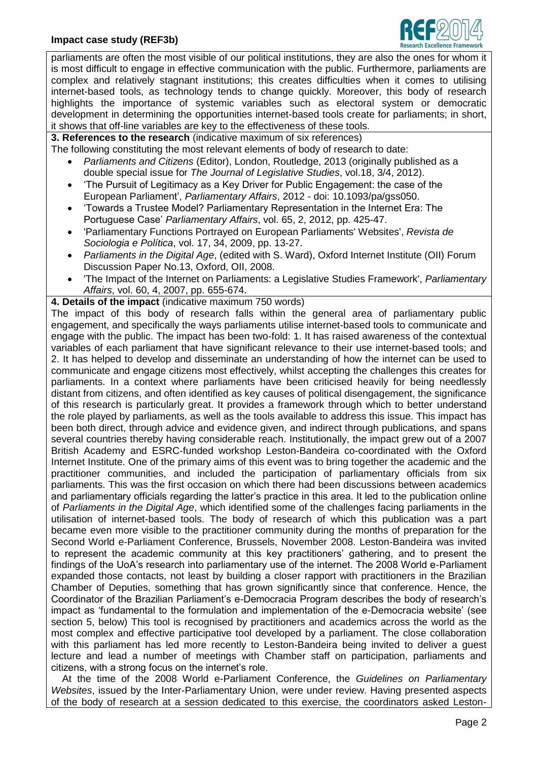parliaments are often the most visible of our political institutions, they are also the ones for whom it is most difficult to engage in effective communication with the public. Furthermore, parliaments are complex and relatively stagnant institutions; this creates difficulties when it comes to utilising internet-based tools, as technology tends to change quickly. Moreover, this body of research highlights the importance of systemic variables such as electoral system or democratic development in determining the opportunities internet-based tools create for parliaments; in short, it shows that off-line variables are key to the effectiveness of these tools.

**3. References to the research** (indicative maximum of six references)

The following constituting the most relevant elements of body of research to date:

- *Parliaments and Citizens* (Editor), London, Routledge, 2013 (originally published as a double special issue for *The Journal of Legislative Studies*, vol.18, 3/4, 2012).
- 'The Pursuit of Legitimacy as a Key Driver for Public Engagement: the case of the European Parliament', *Parliamentary Affairs*, 2012 - doi: 10.1093/pa/gss050.
- 'Towards a Trustee Model? Parliamentary Representation in the Internet Era: The Portuguese Case' *Parliamentary Affairs*, vol. 65, 2, 2012, pp. 425-47.
- 'Parliamentary Functions Portrayed on European Parliaments' Websites', *Revista de Sociologia e Política*, vol. 17, 34, 2009, pp. 13-27.
- *Parliaments in the Digital Age*, (edited with S. Ward), Oxford Internet Institute (OII) Forum Discussion Paper No.13, Oxford, OII, 2008.
- 'The Impact of the Internet on Parliaments: a Legislative Studies Framework', *Parliamentary Affairs*, vol. 60, 4, 2007, pp. 655-674.

**4. Details of the impact** (indicative maximum 750 words)

The impact of this body of research falls within the general area of parliamentary public engagement, and specifically the ways parliaments utilise internet-based tools to communicate and engage with the public. The impact has been two-fold: 1. It has raised awareness of the contextual variables of each parliament that have significant relevance to their use internet-based tools; and 2. It has helped to develop and disseminate an understanding of how the internet can be used to communicate and engage citizens most effectively, whilst accepting the challenges this creates for parliaments. In a context where parliaments have been criticised heavily for being needlessly distant from citizens, and often identified as key causes of political disengagement, the significance of this research is particularly great. It provides a framework through which to better understand the role played by parliaments, as well as the tools available to address this issue. This impact has been both direct, through advice and evidence given, and indirect through publications, and spans several countries thereby having considerable reach. Institutionally, the impact grew out of a 2007 British Academy and ESRC-funded workshop Leston-Bandeira co-coordinated with the Oxford Internet Institute. One of the primary aims of this event was to bring together the academic and the practitioner communities, and included the participation of parliamentary officials from six parliaments. This was the first occasion on which there had been discussions between academics and parliamentary officials regarding the latter's practice in this area. It led to the publication online of *Parliaments in the Digital Age*, which identified some of the challenges facing parliaments in the utilisation of internet-based tools. The body of research of which this publication was a part became even more visible to the practitioner community during the months of preparation for the Second World e-Parliament Conference, Brussels, November 2008. Leston-Bandeira was invited to represent the academic community at this key practitioners' gathering, and to present the findings of the UoA's research into parliamentary use of the internet. The 2008 World e-Parliament expanded those contacts, not least by building a closer rapport with practitioners in the Brazilian Chamber of Deputies, something that has grown significantly since that conference. Hence, the Coordinator of the Brazilian Parliament's e-Democracia Program describes the body of research's impact as 'fundamental to the formulation and implementation of the e-Democracia website' (see section 5, below) This tool is recognised by practitioners and academics across the world as the most complex and effective participative tool developed by a parliament. The close collaboration with this parliament has led more recently to Leston-Bandeira being invited to deliver a guest lecture and lead a number of meetings with Chamber staff on participation, parliaments and citizens, with a strong focus on the internet's role.

At the time of the 2008 World e-Parliament Conference, the *Guidelines on Parliamentary Websites*, issued by the Inter-Parliamentary Union, were under review. Having presented aspects of the body of research at a session dedicated to this exercise, the coordinators asked Leston-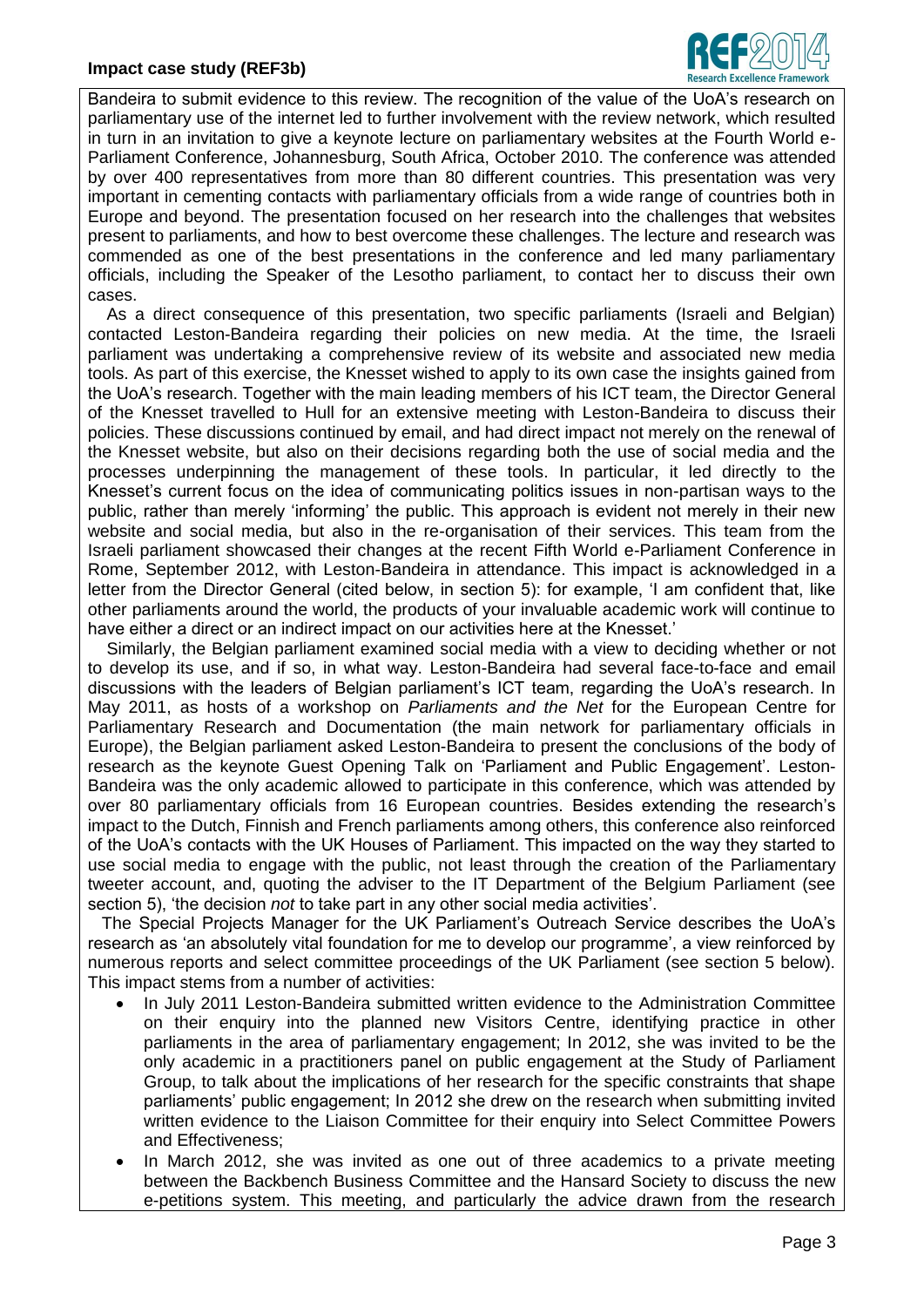Bandeira to submit evidence to this review. The recognition of the value of the UoA's research on parliamentary use of the internet led to further involvement with the review network, which resulted in turn in an invitation to give a keynote lecture on parliamentary websites at the Fourth World e-Parliament Conference, Johannesburg, South Africa, October 2010. The conference was attended by over 400 representatives from more than 80 different countries. This presentation was very important in cementing contacts with parliamentary officials from a wide range of countries both in Europe and beyond. The presentation focused on her research into the challenges that websites present to parliaments, and how to best overcome these challenges. The lecture and research was commended as one of the best presentations in the conference and led many parliamentary officials, including the Speaker of the Lesotho parliament, to contact her to discuss their own cases.

As a direct consequence of this presentation, two specific parliaments (Israeli and Belgian) contacted Leston-Bandeira regarding their policies on new media. At the time, the Israeli parliament was undertaking a comprehensive review of its website and associated new media tools. As part of this exercise, the Knesset wished to apply to its own case the insights gained from the UoA's research. Together with the main leading members of his ICT team, the Director General of the Knesset travelled to Hull for an extensive meeting with Leston-Bandeira to discuss their policies. These discussions continued by email, and had direct impact not merely on the renewal of the Knesset website, but also on their decisions regarding both the use of social media and the processes underpinning the management of these tools. In particular, it led directly to the Knesset's current focus on the idea of communicating politics issues in non-partisan ways to the public, rather than merely 'informing' the public. This approach is evident not merely in their new website and social media, but also in the re-organisation of their services. This team from the Israeli parliament showcased their changes at the recent Fifth World e-Parliament Conference in Rome, September 2012, with Leston-Bandeira in attendance. This impact is acknowledged in a letter from the Director General (cited below, in section 5): for example, 'I am confident that, like other parliaments around the world, the products of your invaluable academic work will continue to have either a direct or an indirect impact on our activities here at the Knesset.'

Similarly, the Belgian parliament examined social media with a view to deciding whether or not to develop its use, and if so, in what way. Leston-Bandeira had several face-to-face and email discussions with the leaders of Belgian parliament's ICT team, regarding the UoA's research. In May 2011, as hosts of a workshop on *Parliaments and the Net* for the European Centre for Parliamentary Research and Documentation (the main network for parliamentary officials in Europe), the Belgian parliament asked Leston-Bandeira to present the conclusions of the body of research as the keynote Guest Opening Talk on 'Parliament and Public Engagement'. Leston-Bandeira was the only academic allowed to participate in this conference, which was attended by over 80 parliamentary officials from 16 European countries. Besides extending the research's impact to the Dutch, Finnish and French parliaments among others, this conference also reinforced of the UoA's contacts with the UK Houses of Parliament. This impacted on the way they started to use social media to engage with the public, not least through the creation of the Parliamentary tweeter account, and, quoting the adviser to the IT Department of the Belgium Parliament (see section 5), 'the decision *not* to take part in any other social media activities'.

The Special Projects Manager for the UK Parliament's Outreach Service describes the UoA's research as 'an absolutely vital foundation for me to develop our programme', a view reinforced by numerous reports and select committee proceedings of the UK Parliament (see section 5 below). This impact stems from a number of activities:

- In July 2011 Leston-Bandeira submitted written evidence to the Administration Committee on their enquiry into the planned new Visitors Centre, identifying practice in other parliaments in the area of parliamentary engagement; In 2012, she was invited to be the only academic in a practitioners panel on public engagement at the Study of Parliament Group, to talk about the implications of her research for the specific constraints that shape parliaments' public engagement; In 2012 she drew on the research when submitting invited written evidence to the Liaison Committee for their enquiry into Select Committee Powers and Effectiveness;
- In March 2012, she was invited as one out of three academics to a private meeting between the Backbench Business Committee and the Hansard Society to discuss the new e-petitions system. This meeting, and particularly the advice drawn from the research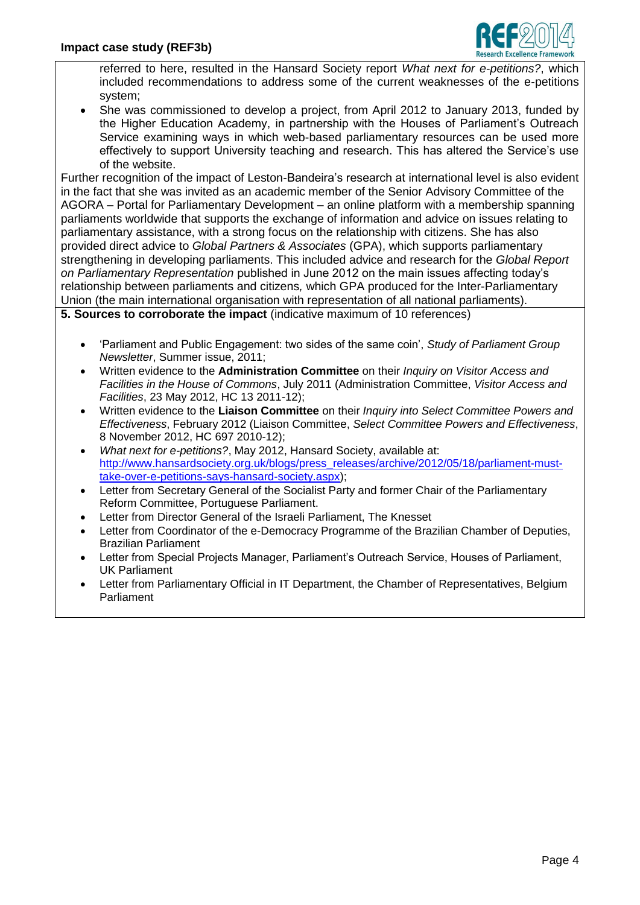referred to here, resulted in the Hansard Society report *What next for e-petitions?*, which included recommendations to address some of the current weaknesses of the e-petitions system;

- She was commissioned to develop a project, from April 2012 to January 2013, funded by the Higher Education Academy, in partnership with the Houses of Parliament's Outreach Service examining ways in which web-based parliamentary resources can be used more effectively to support University teaching and research. This has altered the Service's use of the website.

Further recognition of the impact of Leston-Bandeira's research at international level is also evident in the fact that she was invited as an academic member of the Senior Advisory Committee of the AGORA – Portal for Parliamentary Development – an online platform with a membership spanning parliaments worldwide that supports the exchange of information and advice on issues relating to parliamentary assistance, with a strong focus on the relationship with citizens. She has also provided direct advice to *Global Partners & Associates* (GPA), which supports parliamentary strengthening in developing parliaments. This included advice and research for the *Global Report on Parliamentary Representation* published in June 2012 on the main issues affecting today's relationship between parliaments and citizens*,* which GPA produced for the Inter-Parliamentary Union (the main international organisation with representation of all national parliaments).

**5. Sources to corroborate the impact** (indicative maximum of 10 references)

- 'Parliament and Public Engagement: two sides of the same coin', *Study of Parliament Group Newsletter*, Summer issue, 2011;
- Written evidence to the **Administration Committee** on their *Inquiry on Visitor Access and Facilities in the House of Commons*, July 2011 (Administration Committee, *Visitor Access and Facilities*, 23 May 2012, HC 13 2011-12);
- Written evidence to the **Liaison Committee** on their *Inquiry into Select Committee Powers and Effectiveness*, February 2012 (Liaison Committee, *Select Committee Powers and Effectiveness*, 8 November 2012, HC 697 2010-12);
- *What next for e-petitions?*, May 2012, Hansard Society, available at: http://www.hansardsociety.org.uk/blogs/press_releases/archive/2012/05/18/parliament-must-take-over-e-petitions-says-hansard-society.aspx);
- Letter from Secretary General of the Socialist Party and former Chair of the Parliamentary Reform Committee, Portuguese Parliament.
- Letter from Director General of the Israeli Parliament, The Knesset
- Letter from Coordinator of the e-Democracy Programme of the Brazilian Chamber of Deputies, Brazilian Parliament
- Letter from Special Projects Manager, Parliament's Outreach Service, Houses of Parliament, UK Parliament
- Letter from Parliamentary Official in IT Department, the Chamber of Representatives, Belgium Parliament